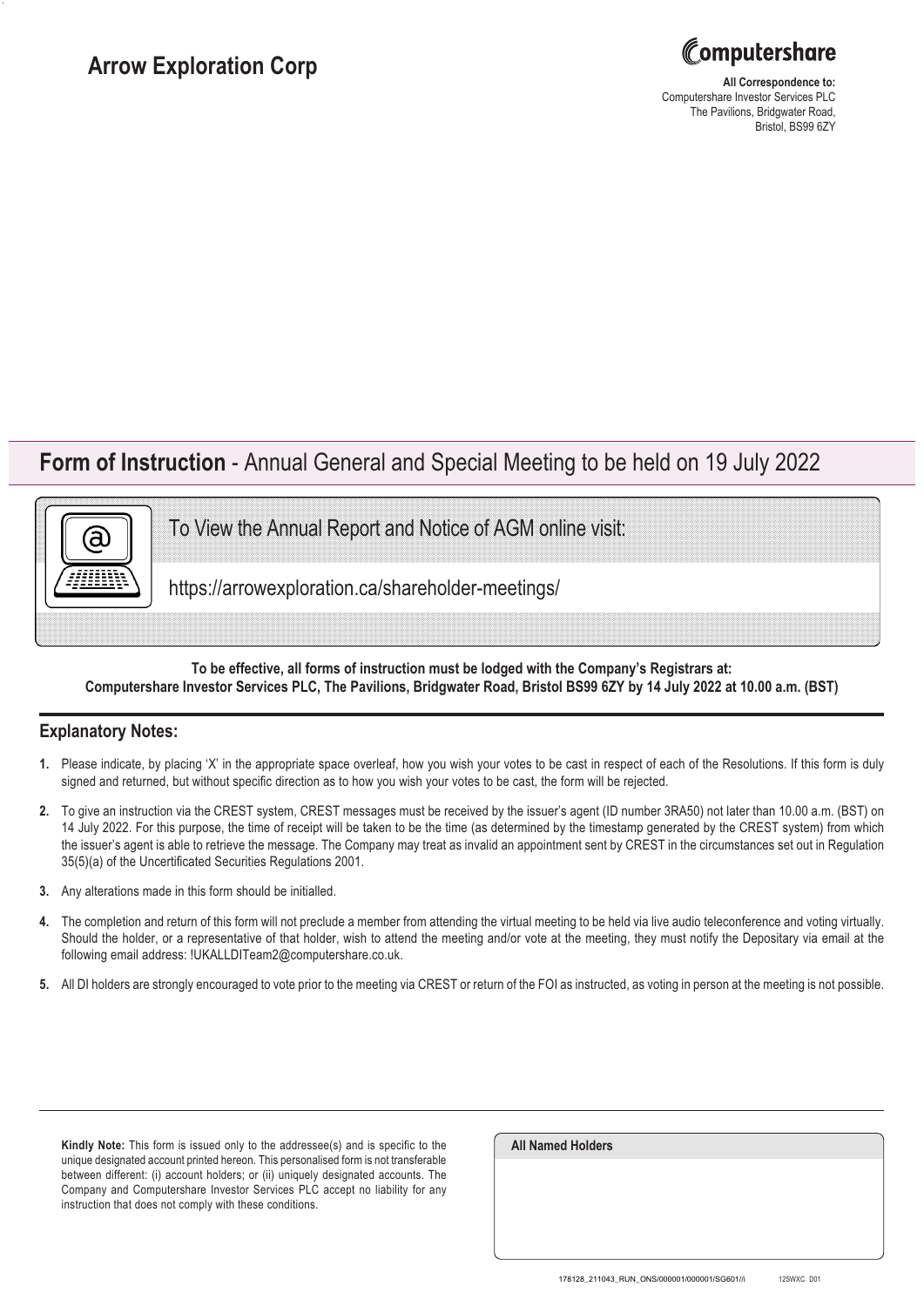# Arrow Exploration Corp

Computershare

**All Correspondence to:**
Computershare Investor Services PLC
The Pavilions, Bridgwater Road,
Bristol, BS99 6ZY

## **Form of Instruction** - Annual General and Special Meeting to be held on 19 July 2022

To View the Annual Report and Notice of AGM online visit:

https://arrowexploration.ca/shareholder-meetings/

**To be effective, all forms of instruction must be lodged with the Company's Registrars at: Computershare Investor Services PLC, The Pavilions, Bridgwater Road, Bristol BS99 6ZY by 14 July 2022 at 10.00 a.m. (BST)**

## Explanatory Notes:

1. Please indicate, by placing 'X' in the appropriate space overleaf, how you wish your votes to be cast in respect of each of the Resolutions. If this form is duly signed and returned, but without specific direction as to how you wish your votes to be cast, the form will be rejected.
2. To give an instruction via the CREST system, CREST messages must be received by the issuer's agent (ID number 3RA50) not later than 10.00 a.m. (BST) on 14 July 2022. For this purpose, the time of receipt will be taken to be the time (as determined by the timestamp generated by the CREST system) from which the issuer's agent is able to retrieve the message. The Company may treat as invalid an appointment sent by CREST in the circumstances set out in Regulation 35(5)(a) of the Uncertificated Securities Regulations 2001.
3. Any alterations made in this form should be initialled.
4. The completion and return of this form will not preclude a member from attending the virtual meeting to be held via live audio teleconference and voting virtually. Should the holder, or a representative of that holder, wish to attend the meeting and/or vote at the meeting, they must notify the Depositary via email at the following email address: !UKALLDITeam2@computershare.co.uk.
5. All DI holders are strongly encouraged to vote prior to the meeting via CREST or return of the FOI as instructed, as voting in person at the meeting is not possible.

**Kindly Note:** This form is issued only to the addressee(s) and is specific to the unique designated account printed hereon. This personalised form is not transferable between different: (i) account holders; or (ii) uniquely designated accounts. The Company and Computershare Investor Services PLC accept no liability for any instruction that does not comply with these conditions.

**All Named Holders**

178128_211043_RUN_ONS/000001/000001/SG601//i 12SWXC D01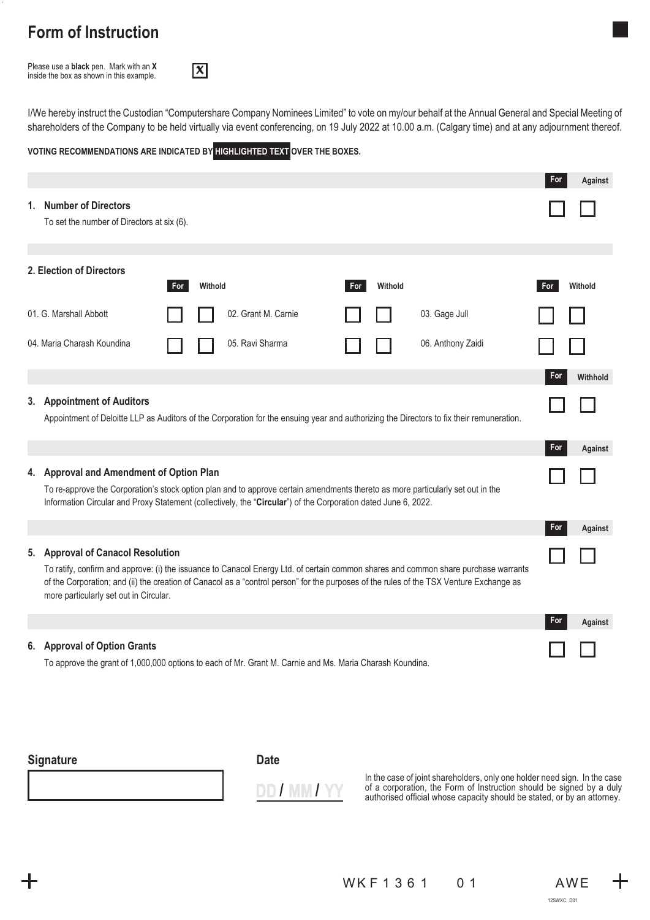# Form of Instruction

Please use a **black** pen. Mark with an **X** inside the box as shown in this example. [X]

I/We hereby instruct the Custodian "Computershare Company Nominees Limited" to vote on my/our behalf at the Annual General and Special Meeting of shareholders of the Company to be held virtually via event conferencing, on 19 July 2022 at 10.00 a.m. (Calgary time) and at any adjournment thereof.

**VOTING RECOMMENDATIONS ARE INDICATED BY HIGHLIGHTED TEXT OVER THE BOXES.**

| | For | Against |
|---|---|---|
| **1. Number of Directors**<br>To set the number of Directors at six (6). | ☐ | ☐ |

**2. Election of Directors**

| | For | Withold | | For | Withold | | For | Withold |
|---|---|---|---|---|---|---|---|---|
| 01. G. Marshall Abbott | ☐ | ☐ | 02. Grant M. Carnie | ☐ | ☐ | 03. Gage Jull | ☐ | ☐ |
| 04. Maria Charash Koundina | ☐ | ☐ | 05. Ravi Sharma | ☐ | ☐ | 06. Anthony Zaidi | ☐ | ☐ |

| | For | Withhold |
|---|---|---|
| **3. Appointment of Auditors**<br>Appointment of Deloitte LLP as Auditors of the Corporation for the ensuing year and authorizing the Directors to fix their remuneration. | ☐ | ☐ |

| | For | Against |
|---|---|---|
| **4. Approval and Amendment of Option Plan**<br>To re-approve the Corporation's stock option plan and to approve certain amendments thereto as more particularly set out in the Information Circular and Proxy Statement (collectively, the "**Circular**") of the Corporation dated June 6, 2022. | ☐ | ☐ |
| **5. Approval of Canacol Resolution**<br>To ratify, confirm and approve: (i) the issuance to Canacol Energy Ltd. of certain common shares and common share purchase warrants of the Corporation; and (ii) the creation of Canacol as a "control person" for the purposes of the rules of the TSX Venture Exchange as more particularly set out in Circular. | ☐ | ☐ |
| **6. Approval of Option Grants**<br>To approve the grant of 1,000,000 options to each of Mr. Grant M. Carnie and Ms. Maria Charash Koundina. | ☐ | ☐ |

**Signature**

**Date**

DD / MM / YY

In the case of joint shareholders, only one holder need sign. In the case of a corporation, the Form of Instruction should be signed by a duly authorised official whose capacity should be stated, or by an attorney.

WKF1361 01 AWE

12SWXC D01